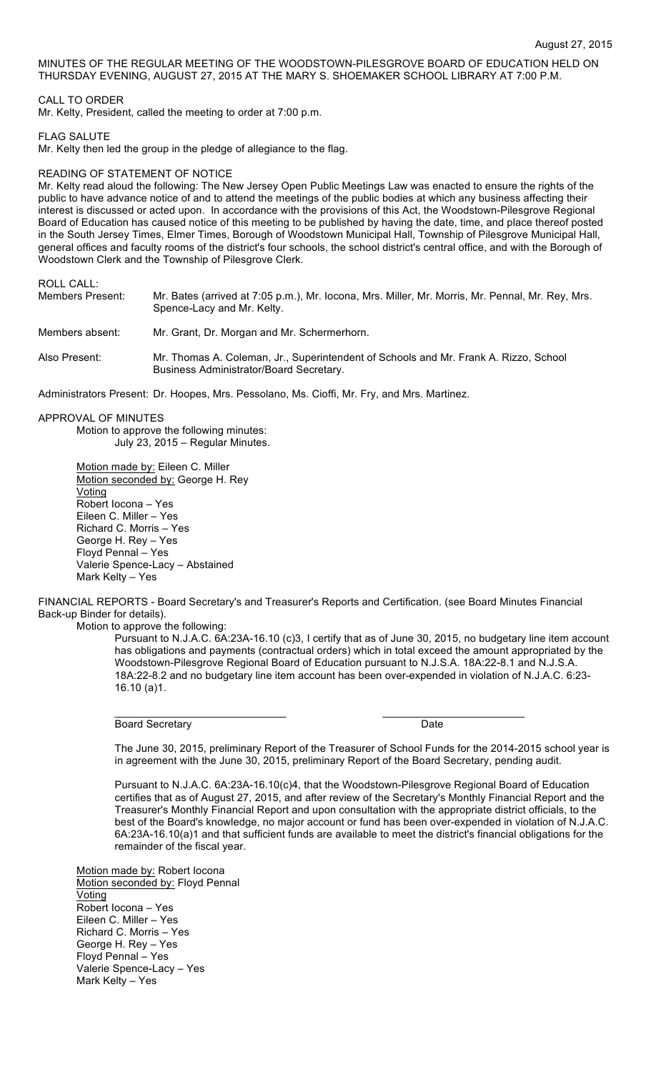August 27, 2015

MINUTES OF THE REGULAR MEETING OF THE WOODSTOWN-PILESGROVE BOARD OF EDUCATION HELD ON THURSDAY EVENING, AUGUST 27, 2015 AT THE MARY S. SHOEMAKER SCHOOL LIBRARY AT 7:00 P.M.

CALL TO ORDER
Mr. Kelty, President, called the meeting to order at 7:00 p.m.

FLAG SALUTE
Mr. Kelty then led the group in the pledge of allegiance to the flag.

READING OF STATEMENT OF NOTICE
Mr. Kelty read aloud the following: The New Jersey Open Public Meetings Law was enacted to ensure the rights of the public to have advance notice of and to attend the meetings of the public bodies at which any business affecting their interest is discussed or acted upon. In accordance with the provisions of this Act, the Woodstown-Pilesgrove Regional Board of Education has caused notice of this meeting to be published by having the date, time, and place thereof posted in the South Jersey Times, Elmer Times, Borough of Woodstown Municipal Hall, Township of Pilesgrove Municipal Hall, general offices and faculty rooms of the district's four schools, the school district's central office, and with the Borough of Woodstown Clerk and the Township of Pilesgrove Clerk.

ROLL CALL:

Members Present: Mr. Bates (arrived at 7:05 p.m.), Mr. Iocona, Mrs. Miller, Mr. Morris, Mr. Pennal, Mr. Rey, Mrs. Spence-Lacy and Mr. Kelty.

Members absent: Mr. Grant, Dr. Morgan and Mr. Schermerhorn.

Also Present: Mr. Thomas A. Coleman, Jr., Superintendent of Schools and Mr. Frank A. Rizzo, School Business Administrator/Board Secretary.

Administrators Present: Dr. Hoopes, Mrs. Pessolano, Ms. Cioffi, Mr. Fry, and Mrs. Martinez.

APPROVAL OF MINUTES

Motion to approve the following minutes:
July 23, 2015 – Regular Minutes.

Motion made by: Eileen C. Miller
Motion seconded by: George H. Rey
Voting
Robert Iocona – Yes
Eileen C. Miller – Yes
Richard C. Morris – Yes
George H. Rey – Yes
Floyd Pennal – Yes
Valerie Spence-Lacy – Abstained
Mark Kelty – Yes

FINANCIAL REPORTS - Board Secretary's and Treasurer's Reports and Certification. (see Board Minutes Financial Back-up Binder for details).

Motion to approve the following:

Pursuant to N.J.A.C. 6A:23A-16.10 (c)3, I certify that as of June 30, 2015, no budgetary line item account has obligations and payments (contractual orders) which in total exceed the amount appropriated by the Woodstown-Pilesgrove Regional Board of Education pursuant to N.J.S.A. 18A:22-8.1 and N.J.S.A. 18A:22-8.2 and no budgetary line item account has been over-expended in violation of N.J.A.C. 6:23-16.10 (a)1.

\_\_\_\_\_\_\_\_\_\_\_\_\_\_\_\_\_\_\_\_\_\_\_\_\_\_\_\_\_\_ \_\_\_\_\_\_\_\_\_\_\_\_\_\_\_\_\_\_\_\_\_\_\_\_
Board Secretary Date

The June 30, 2015, preliminary Report of the Treasurer of School Funds for the 2014-2015 school year is in agreement with the June 30, 2015, preliminary Report of the Board Secretary, pending audit.

Pursuant to N.J.A.C. 6A:23A-16.10(c)4, that the Woodstown-Pilesgrove Regional Board of Education certifies that as of August 27, 2015, and after review of the Secretary's Monthly Financial Report and the Treasurer's Monthly Financial Report and upon consultation with the appropriate district officials, to the best of the Board's knowledge, no major account or fund has been over-expended in violation of N.J.A.C. 6A:23A-16.10(a)1 and that sufficient funds are available to meet the district's financial obligations for the remainder of the fiscal year.

Motion made by: Robert Iocona
Motion seconded by: Floyd Pennal
Voting
Robert Iocona – Yes
Eileen C. Miller – Yes
Richard C. Morris – Yes
George H. Rey – Yes
Floyd Pennal – Yes
Valerie Spence-Lacy – Yes
Mark Kelty – Yes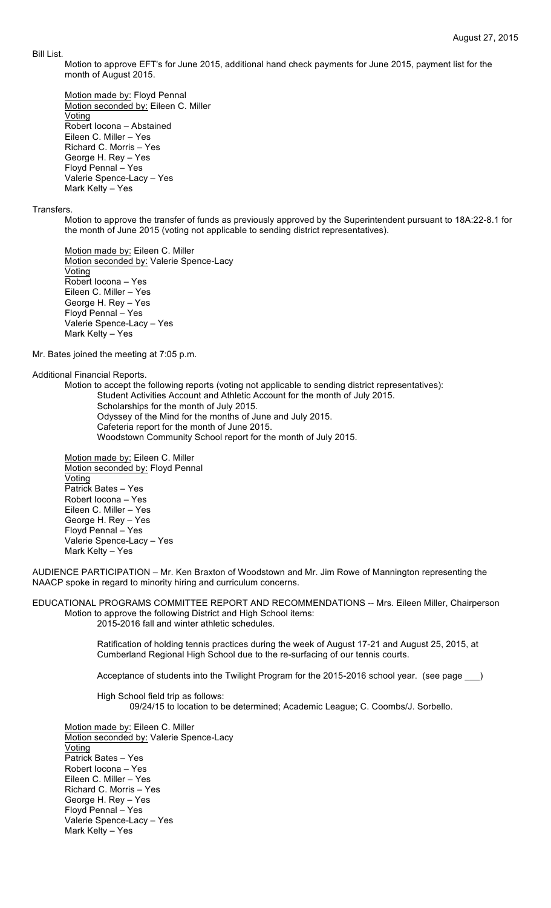Bill List.

Motion to approve EFT's for June 2015, additional hand check payments for June 2015, payment list for the month of August 2015.

Motion made by: Floyd Pennal
Motion seconded by: Eileen C. Miller
Voting
Robert Iocona – Abstained
Eileen C. Miller – Yes
Richard C. Morris – Yes
George H. Rey – Yes
Floyd Pennal – Yes
Valerie Spence-Lacy – Yes
Mark Kelty – Yes

Transfers.

Motion to approve the transfer of funds as previously approved by the Superintendent pursuant to 18A:22-8.1 for the month of June 2015 (voting not applicable to sending district representatives).

Motion made by: Eileen C. Miller
Motion seconded by: Valerie Spence-Lacy
Voting
Robert Iocona – Yes
Eileen C. Miller – Yes
George H. Rey – Yes
Floyd Pennal – Yes
Valerie Spence-Lacy – Yes
Mark Kelty – Yes

Mr. Bates joined the meeting at 7:05 p.m.

Additional Financial Reports.

Motion to accept the following reports (voting not applicable to sending district representatives):
Student Activities Account and Athletic Account for the month of July 2015.
Scholarships for the month of July 2015.
Odyssey of the Mind for the months of June and July 2015.
Cafeteria report for the month of June 2015.
Woodstown Community School report for the month of July 2015.

Motion made by: Eileen C. Miller
Motion seconded by: Floyd Pennal
Voting
Patrick Bates – Yes
Robert Iocona – Yes
Eileen C. Miller – Yes
George H. Rey – Yes
Floyd Pennal – Yes
Valerie Spence-Lacy – Yes
Mark Kelty – Yes

AUDIENCE PARTICIPATION – Mr. Ken Braxton of Woodstown and Mr. Jim Rowe of Mannington representing the NAACP spoke in regard to minority hiring and curriculum concerns.

EDUCATIONAL PROGRAMS COMMITTEE REPORT AND RECOMMENDATIONS -- Mrs. Eileen Miller, Chairperson

Motion to approve the following District and High School items:
2015-2016 fall and winter athletic schedules.

Ratification of holding tennis practices during the week of August 17-21 and August 25, 2015, at Cumberland Regional High School due to the re-surfacing of our tennis courts.

Acceptance of students into the Twilight Program for the 2015-2016 school year. (see page \_\_\_)

High School field trip as follows:
09/24/15 to location to be determined; Academic League; C. Coombs/J. Sorbello.

Motion made by: Eileen C. Miller
Motion seconded by: Valerie Spence-Lacy
Voting
Patrick Bates – Yes
Robert Iocona – Yes
Eileen C. Miller – Yes
Richard C. Morris – Yes
George H. Rey – Yes
Floyd Pennal – Yes
Valerie Spence-Lacy – Yes
Mark Kelty – Yes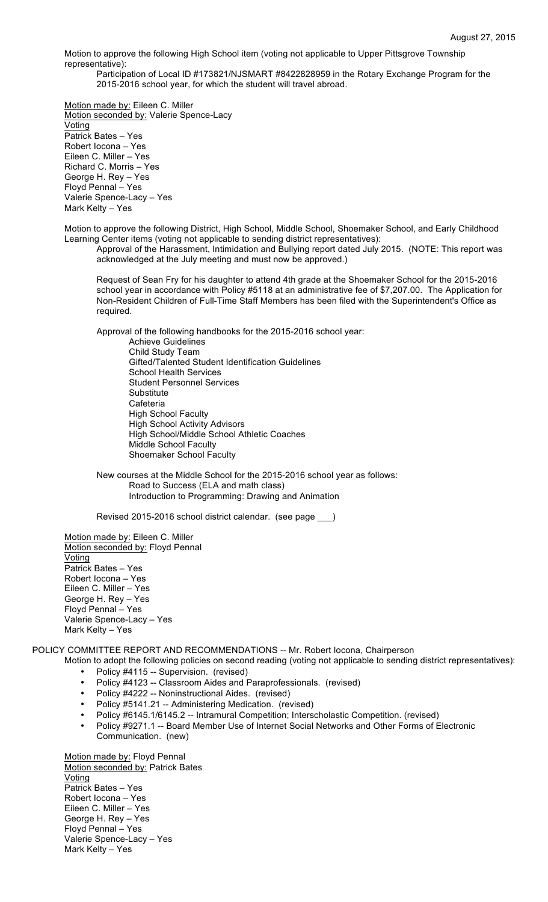Motion to approve the following High School item (voting not applicable to Upper Pittsgrove Township representative):

Participation of Local ID #173821/NJSMART #8422828959 in the Rotary Exchange Program for the 2015-2016 school year, for which the student will travel abroad.

Motion made by: Eileen C. Miller
Motion seconded by: Valerie Spence-Lacy
Voting
Patrick Bates – Yes
Robert Iocona – Yes
Eileen C. Miller – Yes
Richard C. Morris – Yes
George H. Rey – Yes
Floyd Pennal – Yes
Valerie Spence-Lacy – Yes
Mark Kelty – Yes

Motion to approve the following District, High School, Middle School, Shoemaker School, and Early Childhood Learning Center items (voting not applicable to sending district representatives):

Approval of the Harassment, Intimidation and Bullying report dated July 2015. (NOTE: This report was acknowledged at the July meeting and must now be approved.)

Request of Sean Fry for his daughter to attend 4th grade at the Shoemaker School for the 2015-2016 school year in accordance with Policy #5118 at an administrative fee of $7,207.00. The Application for Non-Resident Children of Full-Time Staff Members has been filed with the Superintendent's Office as required.

Approval of the following handbooks for the 2015-2016 school year:

- Achieve Guidelines
- Child Study Team
- Gifted/Talented Student Identification Guidelines
- School Health Services
- Student Personnel Services
- Substitute
- Cafeteria
- High School Faculty
- High School Activity Advisors
- High School/Middle School Athletic Coaches
- Middle School Faculty
- Shoemaker School Faculty

New courses at the Middle School for the 2015-2016 school year as follows:

- Road to Success (ELA and math class)
- Introduction to Programming: Drawing and Animation

Revised 2015-2016 school district calendar. (see page ___)

Motion made by: Eileen C. Miller
Motion seconded by: Floyd Pennal
Voting
Patrick Bates – Yes
Robert Iocona – Yes
Eileen C. Miller – Yes
George H. Rey – Yes
Floyd Pennal – Yes
Valerie Spence-Lacy – Yes
Mark Kelty – Yes

POLICY COMMITTEE REPORT AND RECOMMENDATIONS -- Mr. Robert Iocona, Chairperson

Motion to adopt the following policies on second reading (voting not applicable to sending district representatives):

- Policy #4115 -- Supervision. (revised)
- Policy #4123 -- Classroom Aides and Paraprofessionals. (revised)
- Policy #4222 -- Noninstructional Aides. (revised)
- Policy #5141.21 -- Administering Medication. (revised)
- Policy #6145.1/6145.2 -- Intramural Competition; Interscholastic Competition. (revised)
- Policy #9271.1 -- Board Member Use of Internet Social Networks and Other Forms of Electronic Communication. (new)

Motion made by: Floyd Pennal
Motion seconded by: Patrick Bates
Voting
Patrick Bates – Yes
Robert Iocona – Yes
Eileen C. Miller – Yes
George H. Rey – Yes
Floyd Pennal – Yes
Valerie Spence-Lacy – Yes
Mark Kelty – Yes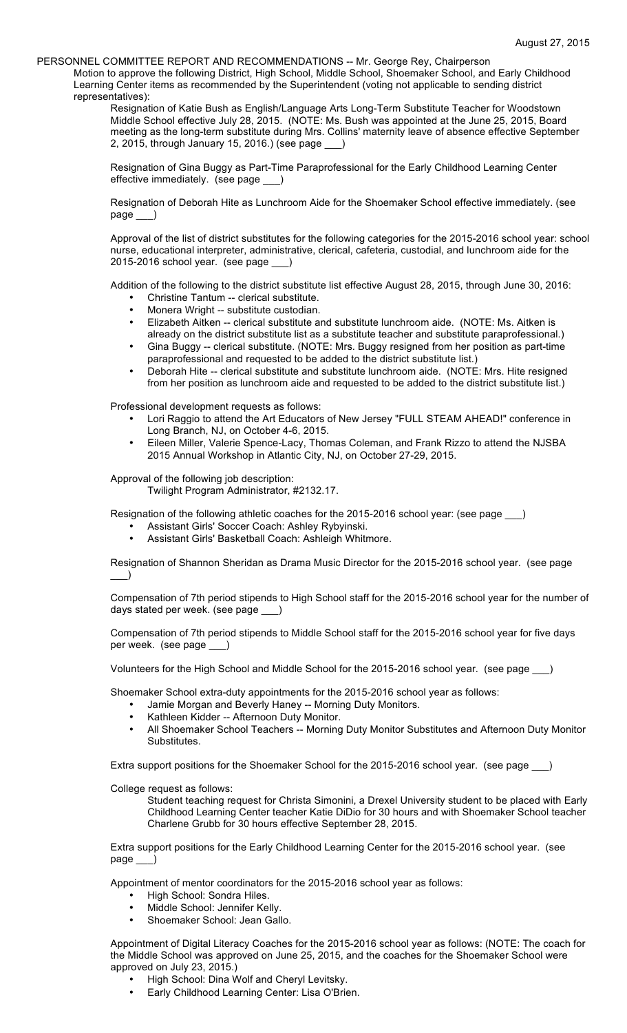August 27, 2015

PERSONNEL COMMITTEE REPORT AND RECOMMENDATIONS -- Mr. George Rey, Chairperson

Motion to approve the following District, High School, Middle School, Shoemaker School, and Early Childhood Learning Center items as recommended by the Superintendent (voting not applicable to sending district representatives):

Resignation of Katie Bush as English/Language Arts Long-Term Substitute Teacher for Woodstown Middle School effective July 28, 2015. (NOTE: Ms. Bush was appointed at the June 25, 2015, Board meeting as the long-term substitute during Mrs. Collins' maternity leave of absence effective September 2, 2015, through January 15, 2016.) (see page ___)

Resignation of Gina Buggy as Part-Time Paraprofessional for the Early Childhood Learning Center effective immediately. (see page ___)

Resignation of Deborah Hite as Lunchroom Aide for the Shoemaker School effective immediately. (see page ___)

Approval of the list of district substitutes for the following categories for the 2015-2016 school year: school nurse, educational interpreter, administrative, clerical, cafeteria, custodial, and lunchroom aide for the 2015-2016 school year. (see page ___)

Addition of the following to the district substitute list effective August 28, 2015, through June 30, 2016:

- Christine Tantum -- clerical substitute.
- Monera Wright -- substitute custodian.
- Elizabeth Aitken -- clerical substitute and substitute lunchroom aide. (NOTE: Ms. Aitken is already on the district substitute list as a substitute teacher and substitute paraprofessional.)
- Gina Buggy -- clerical substitute. (NOTE: Mrs. Buggy resigned from her position as part-time paraprofessional and requested to be added to the district substitute list.)
- Deborah Hite -- clerical substitute and substitute lunchroom aide. (NOTE: Mrs. Hite resigned from her position as lunchroom aide and requested to be added to the district substitute list.)

Professional development requests as follows:

- Lori Raggio to attend the Art Educators of New Jersey "FULL STEAM AHEAD!" conference in Long Branch, NJ, on October 4-6, 2015.
- Eileen Miller, Valerie Spence-Lacy, Thomas Coleman, and Frank Rizzo to attend the NJSBA 2015 Annual Workshop in Atlantic City, NJ, on October 27-29, 2015.

Approval of the following job description:

Twilight Program Administrator, #2132.17.

Resignation of the following athletic coaches for the 2015-2016 school year: (see page ___)

- Assistant Girls' Soccer Coach: Ashley Rybyinski.
- Assistant Girls' Basketball Coach: Ashleigh Whitmore.

Resignation of Shannon Sheridan as Drama Music Director for the 2015-2016 school year. (see page ___)

Compensation of 7th period stipends to High School staff for the 2015-2016 school year for the number of days stated per week. (see page ___)

Compensation of 7th period stipends to Middle School staff for the 2015-2016 school year for five days per week. (see page ___)

Volunteers for the High School and Middle School for the 2015-2016 school year. (see page ___)

Shoemaker School extra-duty appointments for the 2015-2016 school year as follows:

- Jamie Morgan and Beverly Haney -- Morning Duty Monitors.
- Kathleen Kidder -- Afternoon Duty Monitor.
- All Shoemaker School Teachers -- Morning Duty Monitor Substitutes and Afternoon Duty Monitor Substitutes.

Extra support positions for the Shoemaker School for the 2015-2016 school year. (see page ___)

College request as follows:

Student teaching request for Christa Simonini, a Drexel University student to be placed with Early Childhood Learning Center teacher Katie DiDio for 30 hours and with Shoemaker School teacher Charlene Grubb for 30 hours effective September 28, 2015.

Extra support positions for the Early Childhood Learning Center for the 2015-2016 school year. (see page ___)

Appointment of mentor coordinators for the 2015-2016 school year as follows:

- High School: Sondra Hiles.
- Middle School: Jennifer Kelly.
- Shoemaker School: Jean Gallo.

Appointment of Digital Literacy Coaches for the 2015-2016 school year as follows: (NOTE: The coach for the Middle School was approved on June 25, 2015, and the coaches for the Shoemaker School were approved on July 23, 2015.)

- High School: Dina Wolf and Cheryl Levitsky.
- Early Childhood Learning Center: Lisa O'Brien.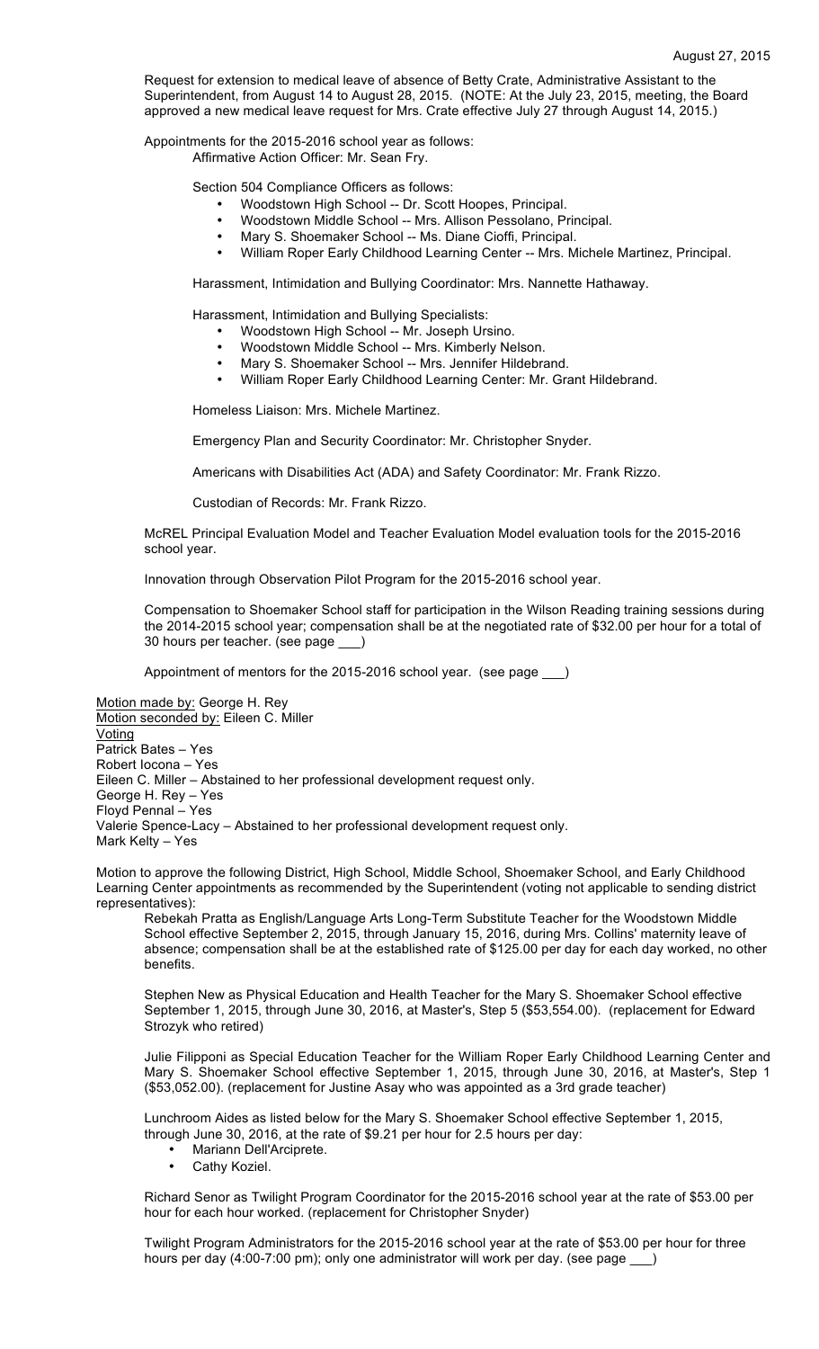Request for extension to medical leave of absence of Betty Crate, Administrative Assistant to the Superintendent, from August 14 to August 28, 2015. (NOTE: At the July 23, 2015, meeting, the Board approved a new medical leave request for Mrs. Crate effective July 27 through August 14, 2015.)

Appointments for the 2015-2016 school year as follows:

Affirmative Action Officer: Mr. Sean Fry.

Section 504 Compliance Officers as follows:

- Woodstown High School -- Dr. Scott Hoopes, Principal.
- Woodstown Middle School -- Mrs. Allison Pessolano, Principal.
- Mary S. Shoemaker School -- Ms. Diane Cioffi, Principal.
- William Roper Early Childhood Learning Center -- Mrs. Michele Martinez, Principal.

Harassment, Intimidation and Bullying Coordinator: Mrs. Nannette Hathaway.

Harassment, Intimidation and Bullying Specialists:

- Woodstown High School -- Mr. Joseph Ursino.
- Woodstown Middle School -- Mrs. Kimberly Nelson.
- Mary S. Shoemaker School -- Mrs. Jennifer Hildebrand.
- William Roper Early Childhood Learning Center: Mr. Grant Hildebrand.

Homeless Liaison: Mrs. Michele Martinez.

Emergency Plan and Security Coordinator: Mr. Christopher Snyder.

Americans with Disabilities Act (ADA) and Safety Coordinator: Mr. Frank Rizzo.

Custodian of Records: Mr. Frank Rizzo.

McREL Principal Evaluation Model and Teacher Evaluation Model evaluation tools for the 2015-2016 school year.

Innovation through Observation Pilot Program for the 2015-2016 school year.

Compensation to Shoemaker School staff for participation in the Wilson Reading training sessions during the 2014-2015 school year; compensation shall be at the negotiated rate of $32.00 per hour for a total of 30 hours per teacher. (see page ___)

Appointment of mentors for the 2015-2016 school year. (see page ___)

Motion made by: George H. Rey
Motion seconded by: Eileen C. Miller
Voting
Patrick Bates – Yes
Robert Iocona – Yes
Eileen C. Miller – Abstained to her professional development request only.
George H. Rey – Yes
Floyd Pennal – Yes
Valerie Spence-Lacy – Abstained to her professional development request only.
Mark Kelty – Yes

Motion to approve the following District, High School, Middle School, Shoemaker School, and Early Childhood Learning Center appointments as recommended by the Superintendent (voting not applicable to sending district representatives):

Rebekah Pratta as English/Language Arts Long-Term Substitute Teacher for the Woodstown Middle School effective September 2, 2015, through January 15, 2016, during Mrs. Collins' maternity leave of absence; compensation shall be at the established rate of $125.00 per day for each day worked, no other benefits.

Stephen New as Physical Education and Health Teacher for the Mary S. Shoemaker School effective September 1, 2015, through June 30, 2016, at Master's, Step 5 ($53,554.00). (replacement for Edward Strozyk who retired)

Julie Filipponi as Special Education Teacher for the William Roper Early Childhood Learning Center and Mary S. Shoemaker School effective September 1, 2015, through June 30, 2016, at Master's, Step 1 ($53,052.00). (replacement for Justine Asay who was appointed as a 3rd grade teacher)

Lunchroom Aides as listed below for the Mary S. Shoemaker School effective September 1, 2015, through June 30, 2016, at the rate of $9.21 per hour for 2.5 hours per day:

- Mariann Dell'Arciprete.
- Cathy Koziel.

Richard Senor as Twilight Program Coordinator for the 2015-2016 school year at the rate of $53.00 per hour for each hour worked. (replacement for Christopher Snyder)

Twilight Program Administrators for the 2015-2016 school year at the rate of $53.00 per hour for three hours per day (4:00-7:00 pm); only one administrator will work per day. (see page ___)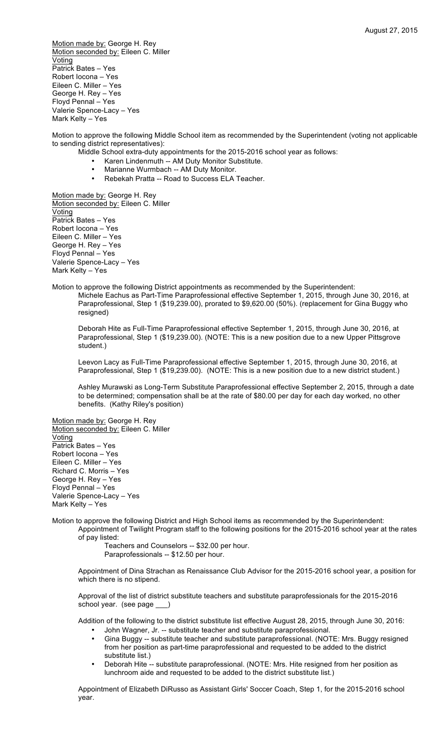Motion made by: George H. Rey
Motion seconded by: Eileen C. Miller
Voting
Patrick Bates – Yes
Robert Iocona – Yes
Eileen C. Miller – Yes
George H. Rey – Yes
Floyd Pennal – Yes
Valerie Spence-Lacy – Yes
Mark Kelty – Yes

Motion to approve the following Middle School item as recommended by the Superintendent (voting not applicable to sending district representatives):

Middle School extra-duty appointments for the 2015-2016 school year as follows:

- Karen Lindenmuth -- AM Duty Monitor Substitute.
- Marianne Wurmbach -- AM Duty Monitor.
- Rebekah Pratta -- Road to Success ELA Teacher.

Motion made by: George H. Rey
Motion seconded by: Eileen C. Miller
Voting
Patrick Bates – Yes
Robert Iocona – Yes
Eileen C. Miller – Yes
George H. Rey – Yes
Floyd Pennal – Yes
Valerie Spence-Lacy – Yes
Mark Kelty – Yes

Motion to approve the following District appointments as recommended by the Superintendent:

Michele Eachus as Part-Time Paraprofessional effective September 1, 2015, through June 30, 2016, at Paraprofessional, Step 1 ($19,239.00), prorated to $9,620.00 (50%). (replacement for Gina Buggy who resigned)

Deborah Hite as Full-Time Paraprofessional effective September 1, 2015, through June 30, 2016, at Paraprofessional, Step 1 ($19,239.00). (NOTE: This is a new position due to a new Upper Pittsgrove student.)

Leevon Lacy as Full-Time Paraprofessional effective September 1, 2015, through June 30, 2016, at Paraprofessional, Step 1 ($19,239.00). (NOTE: This is a new position due to a new district student.)

Ashley Murawski as Long-Term Substitute Paraprofessional effective September 2, 2015, through a date to be determined; compensation shall be at the rate of $80.00 per day for each day worked, no other benefits. (Kathy Riley's position)

Motion made by: George H. Rey
Motion seconded by: Eileen C. Miller
Voting
Patrick Bates – Yes
Robert Iocona – Yes
Eileen C. Miller – Yes
Richard C. Morris – Yes
George H. Rey – Yes
Floyd Pennal – Yes
Valerie Spence-Lacy – Yes
Mark Kelty – Yes

Motion to approve the following District and High School items as recommended by the Superintendent:

Appointment of Twilight Program staff to the following positions for the 2015-2016 school year at the rates of pay listed:

Teachers and Counselors -- $32.00 per hour.
Paraprofessionals -- $12.50 per hour.

Appointment of Dina Strachan as Renaissance Club Advisor for the 2015-2016 school year, a position for which there is no stipend.

Approval of the list of district substitute teachers and substitute paraprofessionals for the 2015-2016 school year. (see page ___)

Addition of the following to the district substitute list effective August 28, 2015, through June 30, 2016:

- John Wagner, Jr. -- substitute teacher and substitute paraprofessional.
- Gina Buggy -- substitute teacher and substitute paraprofessional. (NOTE: Mrs. Buggy resigned from her position as part-time paraprofessional and requested to be added to the district substitute list.)
- Deborah Hite -- substitute paraprofessional. (NOTE: Mrs. Hite resigned from her position as lunchroom aide and requested to be added to the district substitute list.)

Appointment of Elizabeth DiRusso as Assistant Girls' Soccer Coach, Step 1, for the 2015-2016 school year.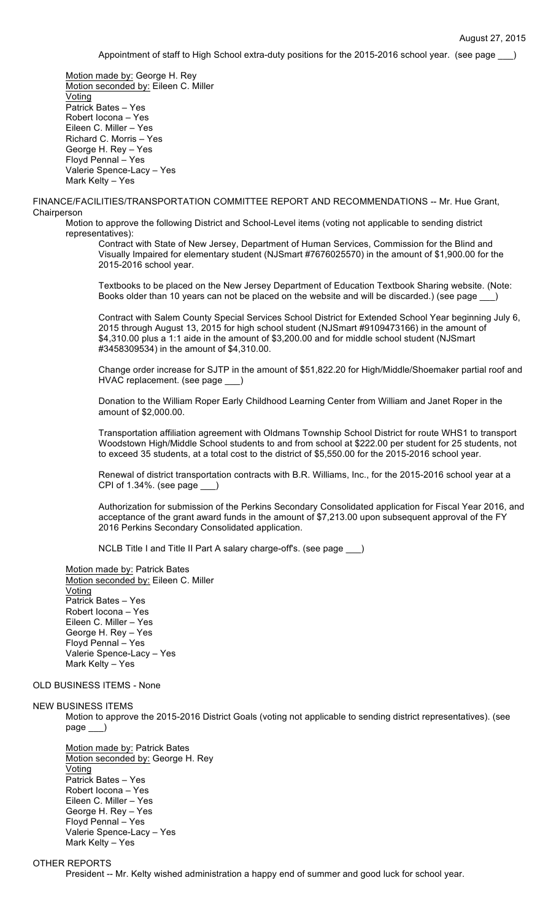Appointment of staff to High School extra-duty positions for the 2015-2016 school year. (see page ___)

Motion made by: George H. Rey
Motion seconded by: Eileen C. Miller
Voting
Patrick Bates – Yes
Robert Iocona – Yes
Eileen C. Miller – Yes
Richard C. Morris – Yes
George H. Rey – Yes
Floyd Pennal – Yes
Valerie Spence-Lacy – Yes
Mark Kelty – Yes

FINANCE/FACILITIES/TRANSPORTATION COMMITTEE REPORT AND RECOMMENDATIONS -- Mr. Hue Grant, Chairperson

Motion to approve the following District and School-Level items (voting not applicable to sending district representatives):

Contract with State of New Jersey, Department of Human Services, Commission for the Blind and Visually Impaired for elementary student (NJSmart #7676025570) in the amount of $1,900.00 for the 2015-2016 school year.

Textbooks to be placed on the New Jersey Department of Education Textbook Sharing website. (Note: Books older than 10 years can not be placed on the website and will be discarded.) (see page ___)

Contract with Salem County Special Services School District for Extended School Year beginning July 6, 2015 through August 13, 2015 for high school student (NJSmart #9109473166) in the amount of $4,310.00 plus a 1:1 aide in the amount of $3,200.00 and for middle school student (NJSmart #3458309534) in the amount of $4,310.00.

Change order increase for SJTP in the amount of $51,822.20 for High/Middle/Shoemaker partial roof and HVAC replacement. (see page ___)

Donation to the William Roper Early Childhood Learning Center from William and Janet Roper in the amount of $2,000.00.

Transportation affiliation agreement with Oldmans Township School District for route WHS1 to transport Woodstown High/Middle School students to and from school at $222.00 per student for 25 students, not to exceed 35 students, at a total cost to the district of $5,550.00 for the 2015-2016 school year.

Renewal of district transportation contracts with B.R. Williams, Inc., for the 2015-2016 school year at a CPI of 1.34%. (see page ___)

Authorization for submission of the Perkins Secondary Consolidated application for Fiscal Year 2016, and acceptance of the grant award funds in the amount of $7,213.00 upon subsequent approval of the FY 2016 Perkins Secondary Consolidated application.

NCLB Title I and Title II Part A salary charge-off's. (see page ___)

Motion made by: Patrick Bates
Motion seconded by: Eileen C. Miller
Voting
Patrick Bates – Yes
Robert Iocona – Yes
Eileen C. Miller – Yes
George H. Rey – Yes
Floyd Pennal – Yes
Valerie Spence-Lacy – Yes
Mark Kelty – Yes

OLD BUSINESS ITEMS - None

NEW BUSINESS ITEMS

Motion to approve the 2015-2016 District Goals (voting not applicable to sending district representatives). (see page ___)

Motion made by: Patrick Bates
Motion seconded by: George H. Rey
Voting
Patrick Bates – Yes
Robert Iocona – Yes
Eileen C. Miller – Yes
George H. Rey – Yes
Floyd Pennal – Yes
Valerie Spence-Lacy – Yes
Mark Kelty – Yes

OTHER REPORTS

President -- Mr. Kelty wished administration a happy end of summer and good luck for school year.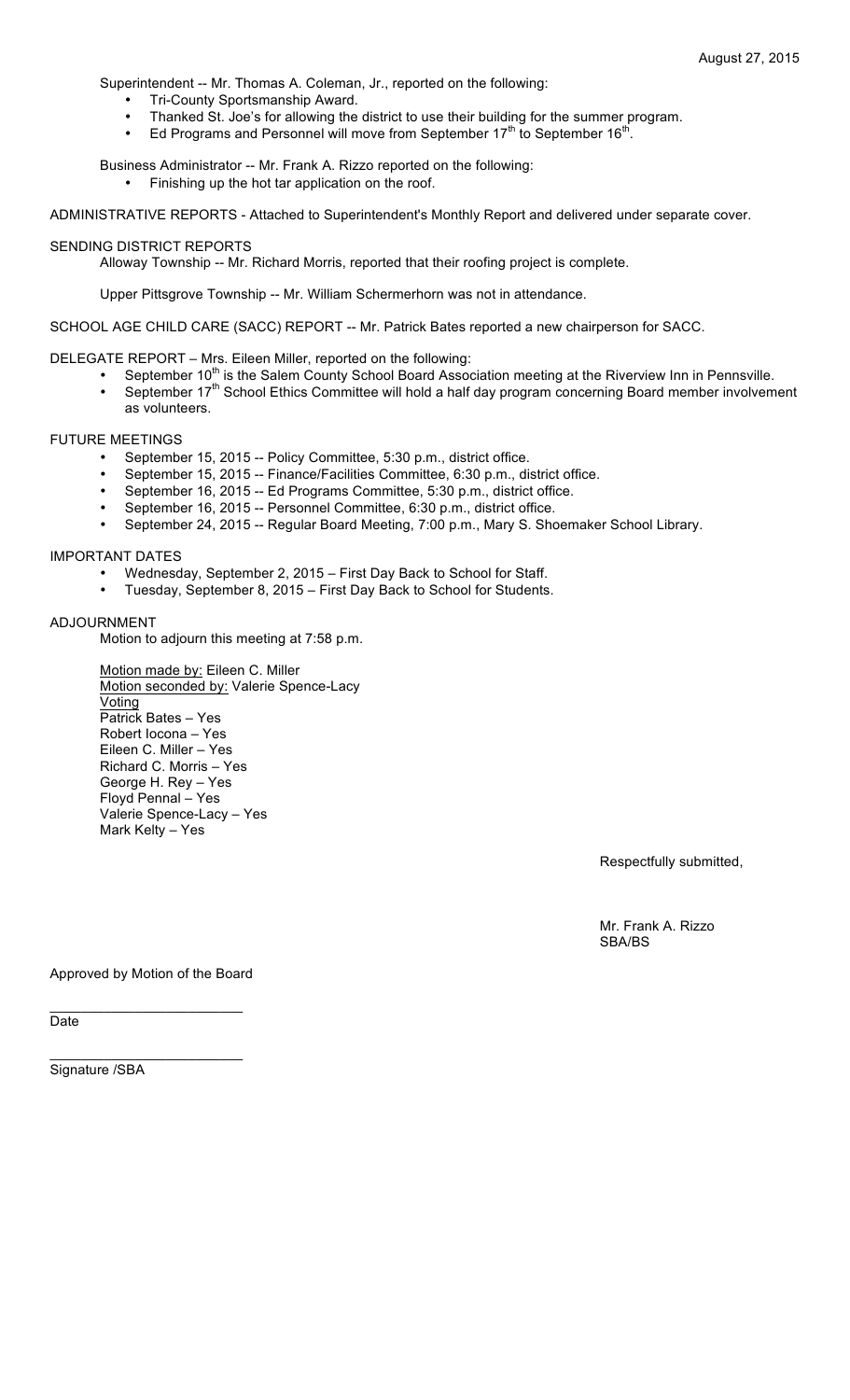Superintendent -- Mr. Thomas A. Coleman, Jr., reported on the following:

- Tri-County Sportsmanship Award.
- Thanked St. Joe's for allowing the district to use their building for the summer program.
- Ed Programs and Personnel will move from September 17th to September 16th.

Business Administrator -- Mr. Frank A. Rizzo reported on the following:

- Finishing up the hot tar application on the roof.

ADMINISTRATIVE REPORTS - Attached to Superintendent's Monthly Report and delivered under separate cover.

SENDING DISTRICT REPORTS

Alloway Township -- Mr. Richard Morris, reported that their roofing project is complete.

Upper Pittsgrove Township -- Mr. William Schermerhorn was not in attendance.

SCHOOL AGE CHILD CARE (SACC) REPORT -- Mr. Patrick Bates reported a new chairperson for SACC.

DELEGATE REPORT – Mrs. Eileen Miller, reported on the following:

- September 10th is the Salem County School Board Association meeting at the Riverview Inn in Pennsville.
- September 17th School Ethics Committee will hold a half day program concerning Board member involvement as volunteers.

FUTURE MEETINGS

- September 15, 2015 -- Policy Committee, 5:30 p.m., district office.
- September 15, 2015 -- Finance/Facilities Committee, 6:30 p.m., district office.
- September 16, 2015 -- Ed Programs Committee, 5:30 p.m., district office.
- September 16, 2015 -- Personnel Committee, 6:30 p.m., district office.
- September 24, 2015 -- Regular Board Meeting, 7:00 p.m., Mary S. Shoemaker School Library.

IMPORTANT DATES

- Wednesday, September 2, 2015 – First Day Back to School for Staff.
- Tuesday, September 8, 2015 – First Day Back to School for Students.

ADJOURNMENT

Motion to adjourn this meeting at 7:58 p.m.

Motion made by: Eileen C. Miller
Motion seconded by: Valerie Spence-Lacy
Voting
Patrick Bates – Yes
Robert Iocona – Yes
Eileen C. Miller – Yes
Richard C. Morris – Yes
George H. Rey – Yes
Floyd Pennal – Yes
Valerie Spence-Lacy – Yes
Mark Kelty – Yes

Respectfully submitted,

Mr. Frank A. Rizzo
SBA/BS

Approved by Motion of the Board

______________________
Date

______________________
Signature /SBA